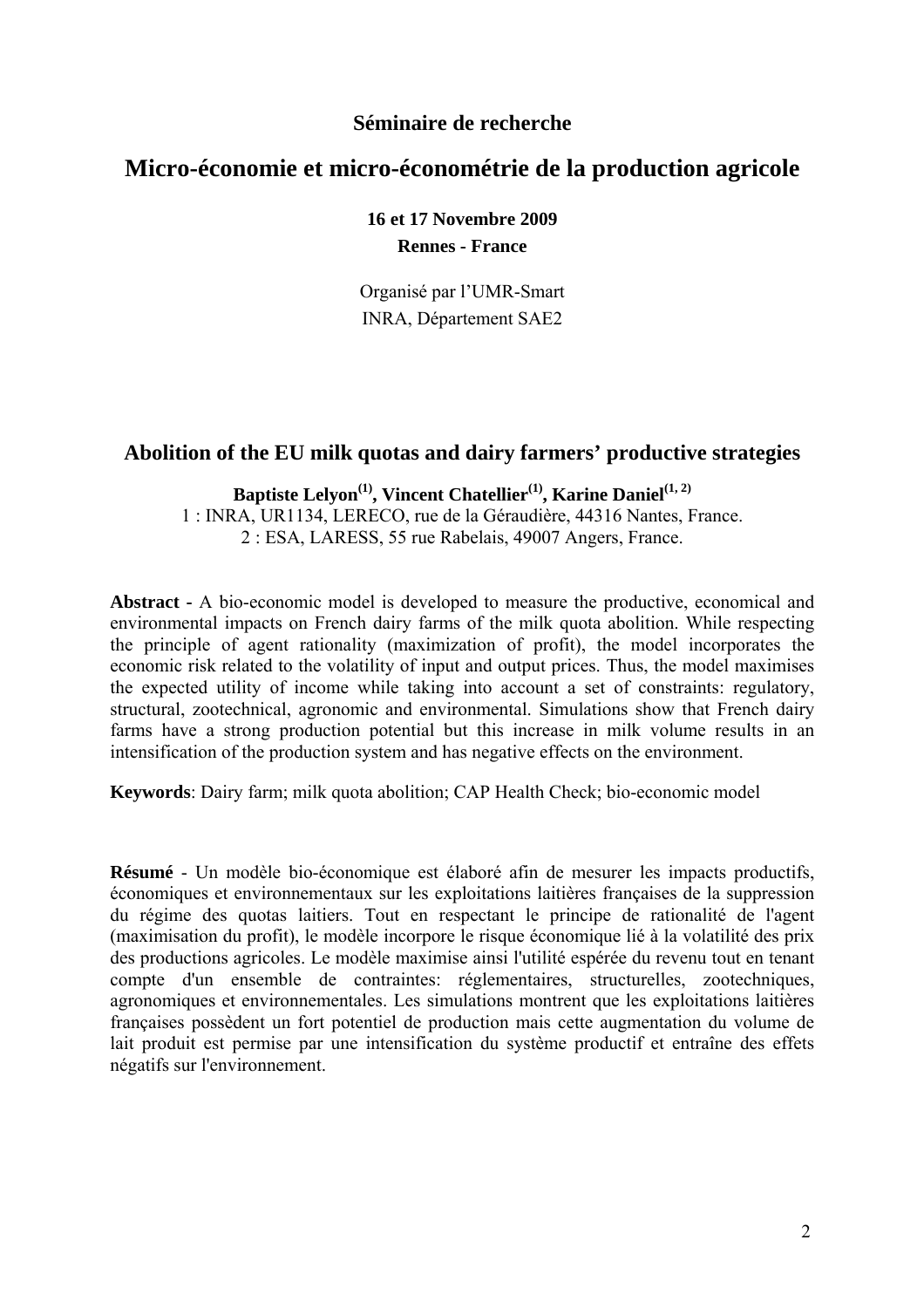**Séminaire de recherche**

# Micro-économie et micro-économétrie de la production agricole

**16 et 17 Novembre 2009**

**Rennes - France**

Organisé par l'UMR-Smart

INRA, Département SAE2

## Abolition of the EU milk quotas and dairy farmers' productive strategies

**Baptiste Lelyon[1], Vincent Chatellier[1], Karine Daniel[1, 2]**

1 : INRA, UR1134, LERECO, rue de la Géraudière, 44316 Nantes, France.

2 : ESA, LARESS, 55 rue Rabelais, 49007 Angers, France.

**Abstract -** A bio-economic model is developed to measure the productive, economical and environmental impacts on French dairy farms of the milk quota abolition. While respecting the principle of agent rationality (maximization of profit), the model incorporates the economic risk related to the volatility of input and output prices. Thus, the model maximises the expected utility of income while taking into account a set of constraints: regulatory, structural, zootechnical, agronomic and environmental. Simulations show that French dairy farms have a strong production potential but this increase in milk volume results in an intensification of the production system and has negative effects on the environment.

**Keywords**: Dairy farm; milk quota abolition; CAP Health Check; bio-economic model

**Résumé** - Un modèle bio-économique est élaboré afin de mesurer les impacts productifs, économiques et environnementaux sur les exploitations laitières françaises de la suppression du régime des quotas laitiers. Tout en respectant le principe de rationalité de l'agent (maximisation du profit), le modèle incorpore le risque économique lié à la volatilité des prix des productions agricoles. Le modèle maximise ainsi l'utilité espérée du revenu tout en tenant compte d'un ensemble de contraintes: réglementaires, structurelles, zootechniques, agronomiques et environnementales. Les simulations montrent que les exploitations laitières françaises possèdent un fort potentiel de production mais cette augmentation du volume de lait produit est permise par une intensification du système productif et entraîne des effets négatifs sur l'environnement.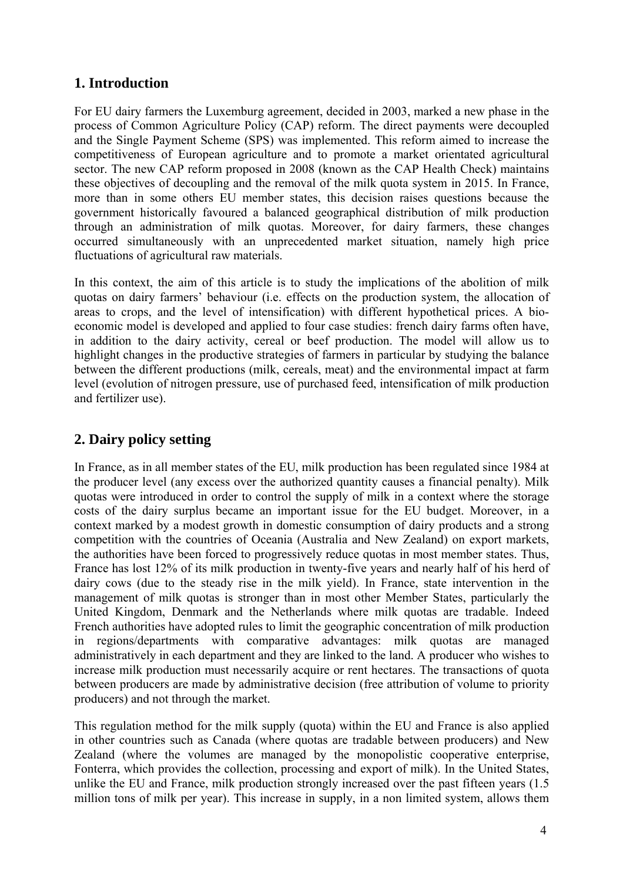## 1. Introduction

For EU dairy farmers the Luxemburg agreement, decided in 2003, marked a new phase in the process of Common Agriculture Policy (CAP) reform. The direct payments were decoupled and the Single Payment Scheme (SPS) was implemented. This reform aimed to increase the competitiveness of European agriculture and to promote a market orientated agricultural sector. The new CAP reform proposed in 2008 (known as the CAP Health Check) maintains these objectives of decoupling and the removal of the milk quota system in 2015. In France, more than in some others EU member states, this decision raises questions because the government historically favoured a balanced geographical distribution of milk production through an administration of milk quotas. Moreover, for dairy farmers, these changes occurred simultaneously with an unprecedented market situation, namely high price fluctuations of agricultural raw materials.

In this context, the aim of this article is to study the implications of the abolition of milk quotas on dairy farmers' behaviour (i.e. effects on the production system, the allocation of areas to crops, and the level of intensification) with different hypothetical prices. A bio-economic model is developed and applied to four case studies: french dairy farms often have, in addition to the dairy activity, cereal or beef production. The model will allow us to highlight changes in the productive strategies of farmers in particular by studying the balance between the different productions (milk, cereals, meat) and the environmental impact at farm level (evolution of nitrogen pressure, use of purchased feed, intensification of milk production and fertilizer use).

## 2. Dairy policy setting

In France, as in all member states of the EU, milk production has been regulated since 1984 at the producer level (any excess over the authorized quantity causes a financial penalty). Milk quotas were introduced in order to control the supply of milk in a context where the storage costs of the dairy surplus became an important issue for the EU budget. Moreover, in a context marked by a modest growth in domestic consumption of dairy products and a strong competition with the countries of Oceania (Australia and New Zealand) on export markets, the authorities have been forced to progressively reduce quotas in most member states. Thus, France has lost 12% of its milk production in twenty-five years and nearly half of his herd of dairy cows (due to the steady rise in the milk yield). In France, state intervention in the management of milk quotas is stronger than in most other Member States, particularly the United Kingdom, Denmark and the Netherlands where milk quotas are tradable. Indeed French authorities have adopted rules to limit the geographic concentration of milk production in regions/departments with comparative advantages: milk quotas are managed administratively in each department and they are linked to the land. A producer who wishes to increase milk production must necessarily acquire or rent hectares. The transactions of quota between producers are made by administrative decision (free attribution of volume to priority producers) and not through the market.

This regulation method for the milk supply (quota) within the EU and France is also applied in other countries such as Canada (where quotas are tradable between producers) and New Zealand (where the volumes are managed by the monopolistic cooperative enterprise, Fonterra, which provides the collection, processing and export of milk). In the United States, unlike the EU and France, milk production strongly increased over the past fifteen years (1.5 million tons of milk per year). This increase in supply, in a non limited system, allows them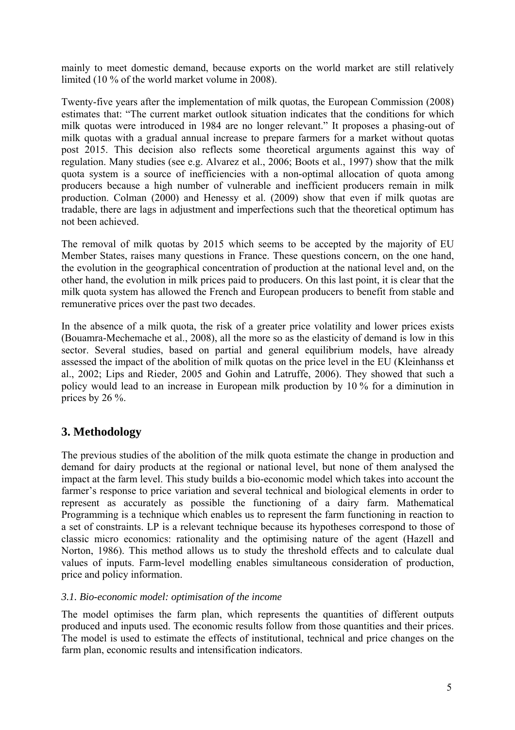mainly to meet domestic demand, because exports on the world market are still relatively limited (10 % of the world market volume in 2008).

Twenty-five years after the implementation of milk quotas, the European Commission (2008) estimates that: "The current market outlook situation indicates that the conditions for which milk quotas were introduced in 1984 are no longer relevant." It proposes a phasing-out of milk quotas with a gradual annual increase to prepare farmers for a market without quotas post 2015. This decision also reflects some theoretical arguments against this way of regulation. Many studies (see e.g. Alvarez et al., 2006; Boots et al., 1997) show that the milk quota system is a source of inefficiencies with a non-optimal allocation of quota among producers because a high number of vulnerable and inefficient producers remain in milk production. Colman (2000) and Henessy et al. (2009) show that even if milk quotas are tradable, there are lags in adjustment and imperfections such that the theoretical optimum has not been achieved.

The removal of milk quotas by 2015 which seems to be accepted by the majority of EU Member States, raises many questions in France. These questions concern, on the one hand, the evolution in the geographical concentration of production at the national level and, on the other hand, the evolution in milk prices paid to producers. On this last point, it is clear that the milk quota system has allowed the French and European producers to benefit from stable and remunerative prices over the past two decades.

In the absence of a milk quota, the risk of a greater price volatility and lower prices exists (Bouamra-Mechemache et al., 2008), all the more so as the elasticity of demand is low in this sector. Several studies, based on partial and general equilibrium models, have already assessed the impact of the abolition of milk quotas on the price level in the EU (Kleinhanss et al., 2002; Lips and Rieder, 2005 and Gohin and Latruffe, 2006). They showed that such a policy would lead to an increase in European milk production by 10 % for a diminution in prices by 26 %.

## 3. Methodology

The previous studies of the abolition of the milk quota estimate the change in production and demand for dairy products at the regional or national level, but none of them analysed the impact at the farm level. This study builds a bio-economic model which takes into account the farmer's response to price variation and several technical and biological elements in order to represent as accurately as possible the functioning of a dairy farm. Mathematical Programming is a technique which enables us to represent the farm functioning in reaction to a set of constraints. LP is a relevant technique because its hypotheses correspond to those of classic micro economics: rationality and the optimising nature of the agent (Hazell and Norton, 1986). This method allows us to study the threshold effects and to calculate dual values of inputs. Farm-level modelling enables simultaneous consideration of production, price and policy information.

### *3.1. Bio-economic model: optimisation of the income*

The model optimises the farm plan, which represents the quantities of different outputs produced and inputs used. The economic results follow from those quantities and their prices. The model is used to estimate the effects of institutional, technical and price changes on the farm plan, economic results and intensification indicators.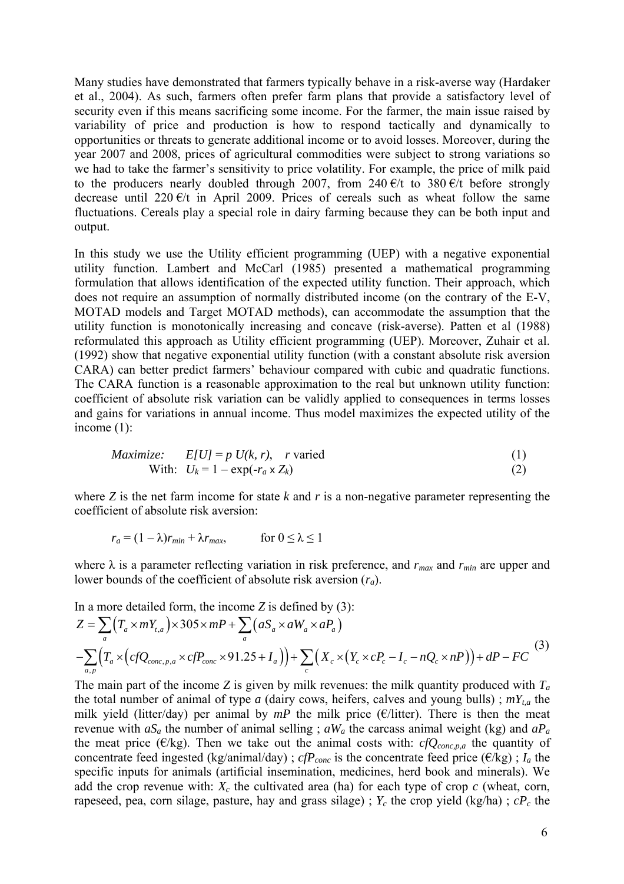Many studies have demonstrated that farmers typically behave in a risk-averse way (Hardaker et al., 2004). As such, farmers often prefer farm plans that provide a satisfactory level of security even if this means sacrificing some income. For the farmer, the main issue raised by variability of price and production is how to respond tactically and dynamically to opportunities or threats to generate additional income or to avoid losses. Moreover, during the year 2007 and 2008, prices of agricultural commodities were subject to strong variations so we had to take the farmer's sensitivity to price volatility. For example, the price of milk paid to the producers nearly doubled through 2007, from 240 €/t to 380 €/t before strongly decrease until 220 €/t in April 2009. Prices of cereals such as wheat follow the same fluctuations. Cereals play a special role in dairy farming because they can be both input and output.

In this study we use the Utility efficient programming (UEP) with a negative exponential utility function. Lambert and McCarl (1985) presented a mathematical programming formulation that allows identification of the expected utility function. Their approach, which does not require an assumption of normally distributed income (on the contrary of the E-V, MOTAD models and Target MOTAD methods), can accommodate the assumption that the utility function is monotonically increasing and concave (risk-averse). Patten et al (1988) reformulated this approach as Utility efficient programming (UEP). Moreover, Zuhair et al. (1992) show that negative exponential utility function (with a constant absolute risk aversion CARA) can better predict farmers' behaviour compared with cubic and quadratic functions. The CARA function is a reasonable approximation to the real but unknown utility function: coefficient of absolute risk variation can be validly applied to consequences in terms losses and gains for variations in annual income. Thus model maximizes the expected utility of the income (1):

$$\textit{Maximize:} \quad E[U] = p\, U(k, r), \quad r \text{ varied} \tag{1}$$

$$\text{With:} \quad U_k = 1 - \exp(-r_a \times Z_k) \tag{2}$$

where $Z$ is the net farm income for state $k$ and $r$ is a non-negative parameter representing the coefficient of absolute risk aversion:

$$r_a = (1 - \lambda) r_{min} + \lambda r_{max}, \qquad \text{for } 0 \leq \lambda \leq 1$$

where $\lambda$ is a parameter reflecting variation in risk preference, and $r_{max}$ and $r_{min}$ are upper and lower bounds of the coefficient of absolute risk aversion ($r_a$).

In a more detailed form, the income $Z$ is defined by (3):

$$Z = \sum_{a} \left( T_a \times mY_{t,a} \right) \times 305 \times mP + \sum_{a} \left( aS_a \times aW_a \times aP_a \right) - \sum_{a,p} \left( T_a \times \left( cfQ_{conc,p,a} \times cfP_{conc} \times 91.25 + I_a \right) \right) + \sum_{c} \left( X_c \times \left( Y_c \times cP_c - I_c - nQ_c \times nP \right) \right) + dP - FC \tag{3}$$

The main part of the income $Z$ is given by milk revenues: the milk quantity produced with $T_a$ the total number of animal of type $a$ (dairy cows, heifers, calves and young bulls) ; $mY_{t,a}$ the milk yield (litter/day) per animal by $mP$ the milk price (€/litter). There is then the meat revenue with $aS_a$ the number of animal selling ; $aW_a$ the carcass animal weight (kg) and $aP_a$ the meat price (€/kg). Then we take out the animal costs with: $cfQ_{conc,p,a}$ the quantity of concentrate feed ingested (kg/animal/day) ; $cfP_{conc}$ is the concentrate feed price (€/kg) ; $I_a$ the specific inputs for animals (artificial insemination, medicines, herd book and minerals). We add the crop revenue with: $X_c$ the cultivated area (ha) for each type of crop $c$ (wheat, corn, rapeseed, pea, corn silage, pasture, hay and grass silage) ; $Y_c$ the crop yield (kg/ha) ; $cP_c$ the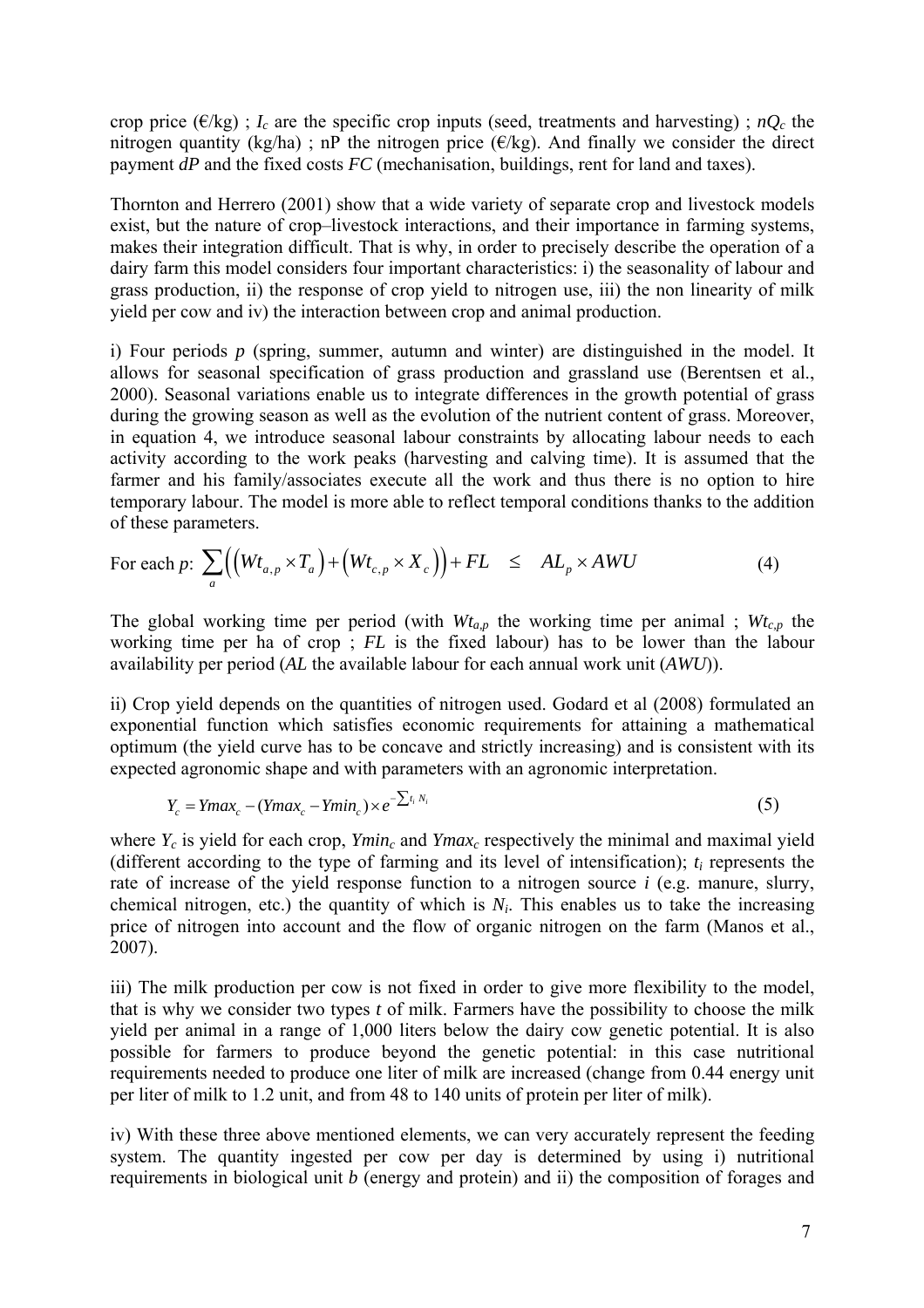crop price (€/kg) ; $I_c$ are the specific crop inputs (seed, treatments and harvesting) ; $nQ_c$ the nitrogen quantity (kg/ha) ; nP the nitrogen price (€/kg). And finally we consider the direct payment *dP* and the fixed costs *FC* (mechanisation, buildings, rent for land and taxes).

Thornton and Herrero (2001) show that a wide variety of separate crop and livestock models exist, but the nature of crop–livestock interactions, and their importance in farming systems, makes their integration difficult. That is why, in order to precisely describe the operation of a dairy farm this model considers four important characteristics: i) the seasonality of labour and grass production, ii) the response of crop yield to nitrogen use, iii) the non linearity of milk yield per cow and iv) the interaction between crop and animal production.

i) Four periods *p* (spring, summer, autumn and winter) are distinguished in the model. It allows for seasonal specification of grass production and grassland use (Berentsen et al., 2000). Seasonal variations enable us to integrate differences in the growth potential of grass during the growing season as well as the evolution of the nutrient content of grass. Moreover, in equation 4, we introduce seasonal labour constraints by allocating labour needs to each activity according to the work peaks (harvesting and calving time). It is assumed that the farmer and his family/associates execute all the work and thus there is no option to hire temporary labour. The model is more able to reflect temporal conditions thanks to the addition of these parameters.

$$\text{For each } p\text{: } \sum_{a}\left(\left(Wt_{a,p} \times T_a\right) + \left(Wt_{c,p} \times X_c\right)\right) + FL \quad \leq \quad AL_p \times AWU \tag{4}$$

The global working time per period (with $Wt_{a,p}$ the working time per animal ; $Wt_{c,p}$ the working time per ha of crop ; *FL* is the fixed labour) has to be lower than the labour availability per period (*AL* the available labour for each annual work unit (*AWU*)).

ii) Crop yield depends on the quantities of nitrogen used. Godard et al (2008) formulated an exponential function which satisfies economic requirements for attaining a mathematical optimum (the yield curve has to be concave and strictly increasing) and is consistent with its expected agronomic shape and with parameters with an agronomic interpretation.

$$Y_c = Ymax_c - (Ymax_c - Ymin_c) \times e^{-\sum t_i N_i} \tag{5}$$

where $Y_c$ is yield for each crop, $Ymin_c$ and $Ymax_c$ respectively the minimal and maximal yield (different according to the type of farming and its level of intensification); $t_i$ represents the rate of increase of the yield response function to a nitrogen source *i* (e.g. manure, slurry, chemical nitrogen, etc.) the quantity of which is $N_i$. This enables us to take the increasing price of nitrogen into account and the flow of organic nitrogen on the farm (Manos et al., 2007).

iii) The milk production per cow is not fixed in order to give more flexibility to the model, that is why we consider two types *t* of milk. Farmers have the possibility to choose the milk yield per animal in a range of 1,000 liters below the dairy cow genetic potential. It is also possible for farmers to produce beyond the genetic potential: in this case nutritional requirements needed to produce one liter of milk are increased (change from 0.44 energy unit per liter of milk to 1.2 unit, and from 48 to 140 units of protein per liter of milk).

iv) With these three above mentioned elements, we can very accurately represent the feeding system. The quantity ingested per cow per day is determined by using i) nutritional requirements in biological unit *b* (energy and protein) and ii) the composition of forages and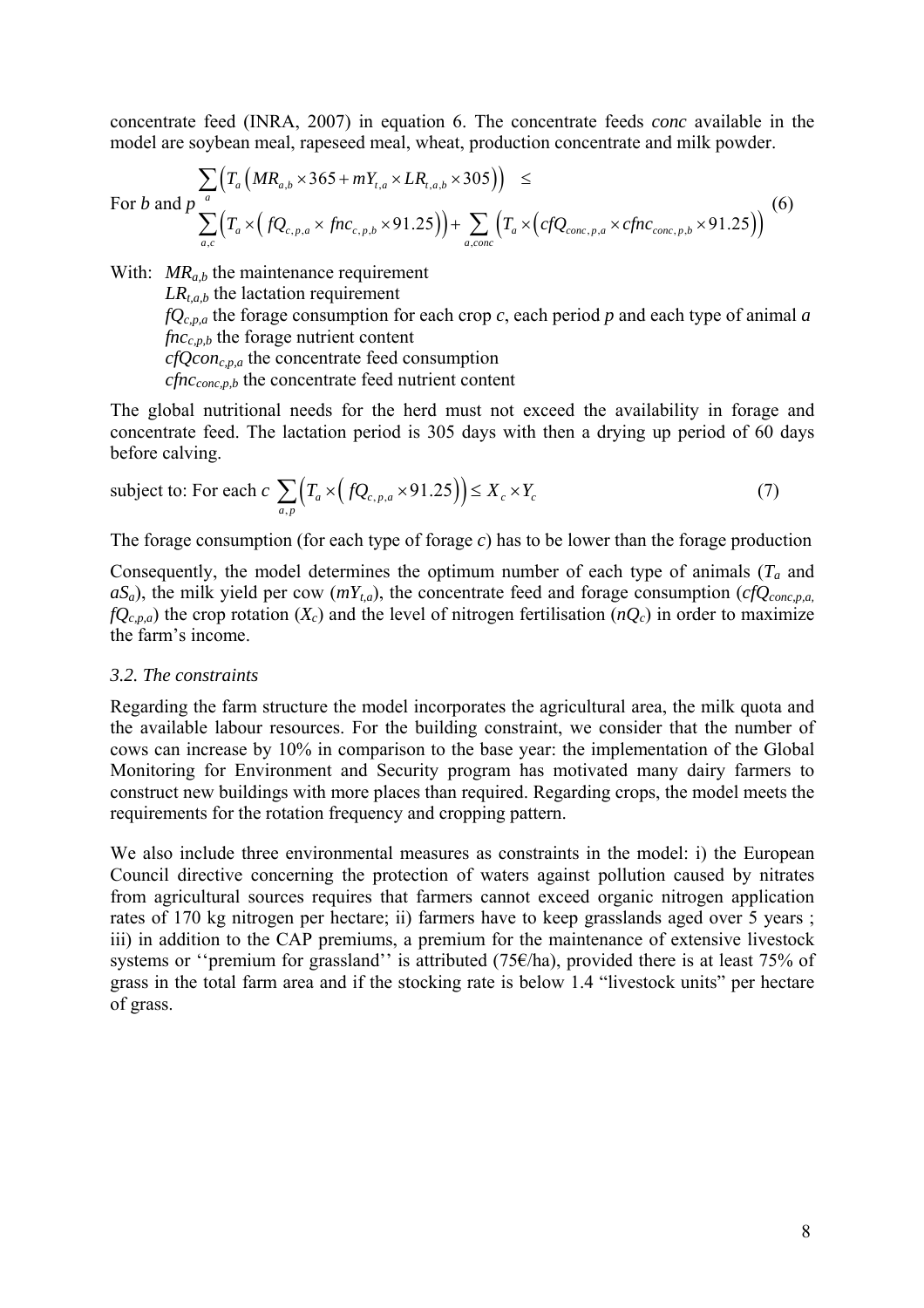concentrate feed (INRA, 2007) in equation 6. The concentrate feeds *conc* available in the model are soybean meal, rapeseed meal, wheat, production concentrate and milk powder.

$$\text{For } b \text{ and } p \quad \begin{array}{l} \sum_{a} \left( T_a \left( MR_{a,b} \times 365 + mY_{t,a} \times LR_{t,a,b} \times 305 \right) \right) \leq \\ \sum_{a,c} \left( T_a \times \left( fQ_{c,p,a} \times fnc_{c,p,b} \times 91.25 \right) \right) + \sum_{a,conc} \left( T_a \times \left( cfQ_{conc,p,a} \times cfnc_{conc,p,b} \times 91.25 \right) \right) \end{array} \tag{6}$$

With: $MR_{a,b}$ the maintenance requirement
$LR_{t,a,b}$ the lactation requirement
$fQ_{c,p,a}$ the forage consumption for each crop $c$, each period $p$ and each type of animal $a$
$fnc_{c,p,b}$ the forage nutrient content
$cfQcon_{c,p,a}$ the concentrate feed consumption
$cfnc_{conc,p,b}$ the concentrate feed nutrient content

The global nutritional needs for the herd must not exceed the availability in forage and concentrate feed. The lactation period is 305 days with then a drying up period of 60 days before calving.

$$\text{subject to: For each } c \ \sum_{a,p} \left( T_a \times \left( fQ_{c,p,a} \times 91.25 \right) \right) \leq X_c \times Y_c \tag{7}$$

The forage consumption (for each type of forage $c$) has to be lower than the forage production

Consequently, the model determines the optimum number of each type of animals ($T_a$ and $aS_a$), the milk yield per cow ($mY_{t,a}$), the concentrate feed and forage consumption ($cfQ_{conc,p,a}$, $fQ_{c,p,a}$) the crop rotation ($X_c$) and the level of nitrogen fertilisation ($nQ_c$) in order to maximize the farm's income.

### *3.2. The constraints*

Regarding the farm structure the model incorporates the agricultural area, the milk quota and the available labour resources. For the building constraint, we consider that the number of cows can increase by 10% in comparison to the base year: the implementation of the Global Monitoring for Environment and Security program has motivated many dairy farmers to construct new buildings with more places than required. Regarding crops, the model meets the requirements for the rotation frequency and cropping pattern.

We also include three environmental measures as constraints in the model: i) the European Council directive concerning the protection of waters against pollution caused by nitrates from agricultural sources requires that farmers cannot exceed organic nitrogen application rates of 170 kg nitrogen per hectare; ii) farmers have to keep grasslands aged over 5 years ; iii) in addition to the CAP premiums, a premium for the maintenance of extensive livestock systems or ''premium for grassland'' is attributed (75€/ha), provided there is at least 75% of grass in the total farm area and if the stocking rate is below 1.4 "livestock units" per hectare of grass.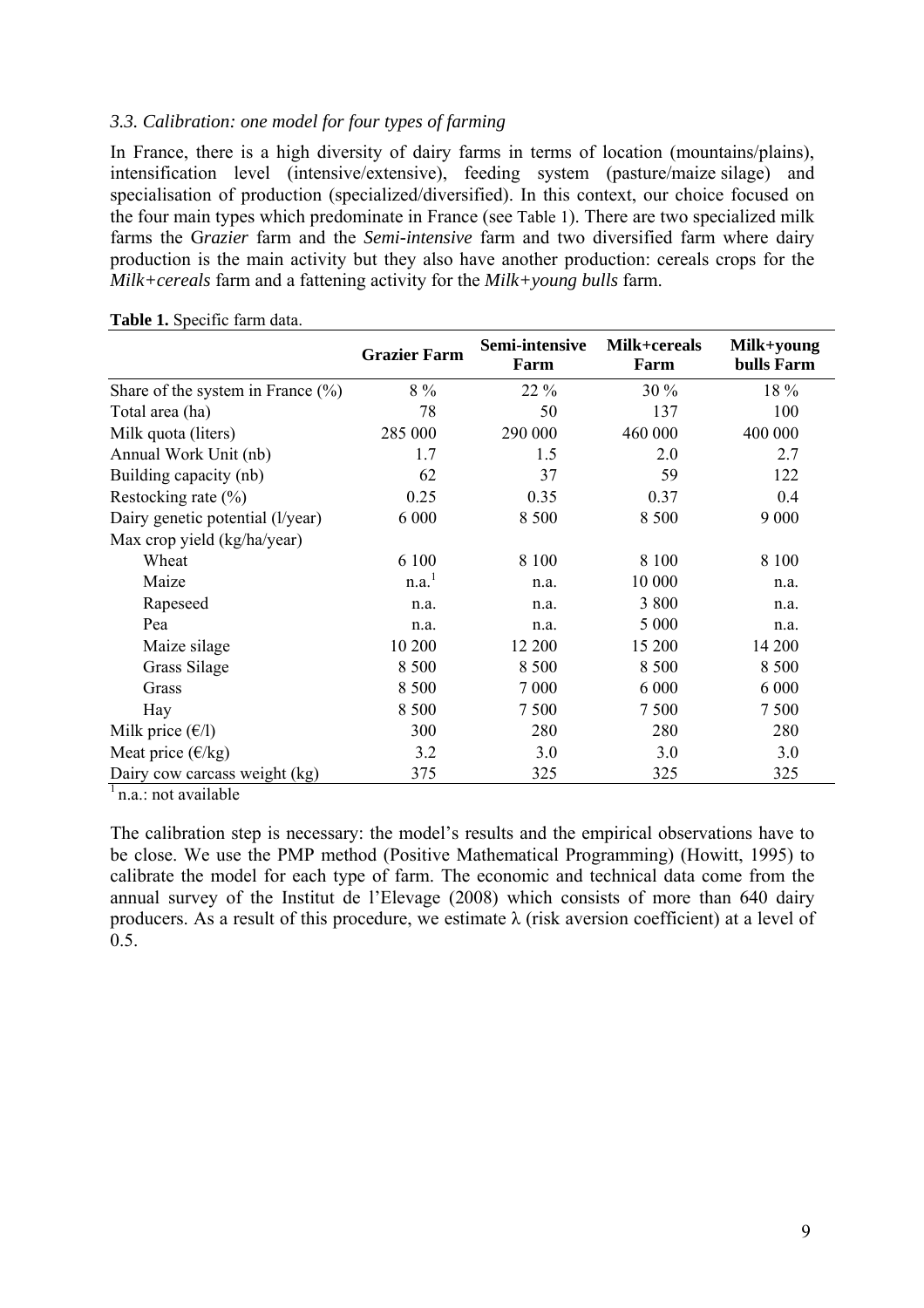### *3.3. Calibration: one model for four types of farming*

In France, there is a high diversity of dairy farms in terms of location (mountains/plains), intensification level (intensive/extensive), feeding system (pasture/maize silage) and specialisation of production (specialized/diversified). In this context, our choice focused on the four main types which predominate in France (see Table 1). There are two specialized milk farms the G*razier* farm and the *Semi-intensive* farm and two diversified farm where dairy production is the main activity but they also have another production: cereals crops for the *Milk+cereals* farm and a fattening activity for the *Milk+young bulls* farm.

**Table 1.** Specific farm data.

| | Grazier Farm | Semi-intensive Farm | Milk+cereals Farm | Milk+young bulls Farm |
|---|---|---|---|---|
| Share of the system in France (%) | 8 % | 22 % | 30 % | 18 % |
| Total area (ha) | 78 | 50 | 137 | 100 |
| Milk quota (liters) | 285 000 | 290 000 | 460 000 | 400 000 |
| Annual Work Unit (nb) | 1.7 | 1.5 | 2.0 | 2.7 |
| Building capacity (nb) | 62 | 37 | 59 | 122 |
| Restocking rate (%) | 0.25 | 0.35 | 0.37 | 0.4 |
| Dairy genetic potential (l/year) | 6 000 | 8 500 | 8 500 | 9 000 |
| Max crop yield (kg/ha/year) | | | | |
| Wheat | 6 100 | 8 100 | 8 100 | 8 100 |
| Maize | n.a.[1] | n.a. | 10 000 | n.a. |
| Rapeseed | n.a. | n.a. | 3 800 | n.a. |
| Pea | n.a. | n.a. | 5 000 | n.a. |
| Maize silage | 10 200 | 12 200 | 15 200 | 14 200 |
| Grass Silage | 8 500 | 8 500 | 8 500 | 8 500 |
| Grass | 8 500 | 7 000 | 6 000 | 6 000 |
| Hay | 8 500 | 7 500 | 7 500 | 7 500 |
| Milk price (€/l) | 300 | 280 | 280 | 280 |
| Meat price (€/kg) | 3.2 | 3.0 | 3.0 | 3.0 |
| Dairy cow carcass weight (kg) | 375 | 325 | 325 | 325 |

[1] n.a.: not available

The calibration step is necessary: the model's results and the empirical observations have to be close. We use the PMP method (Positive Mathematical Programming) (Howitt, 1995) to calibrate the model for each type of farm. The economic and technical data come from the annual survey of the Institut de l'Elevage (2008) which consists of more than 640 dairy producers. As a result of this procedure, we estimate $\lambda$ (risk aversion coefficient) at a level of 0.5.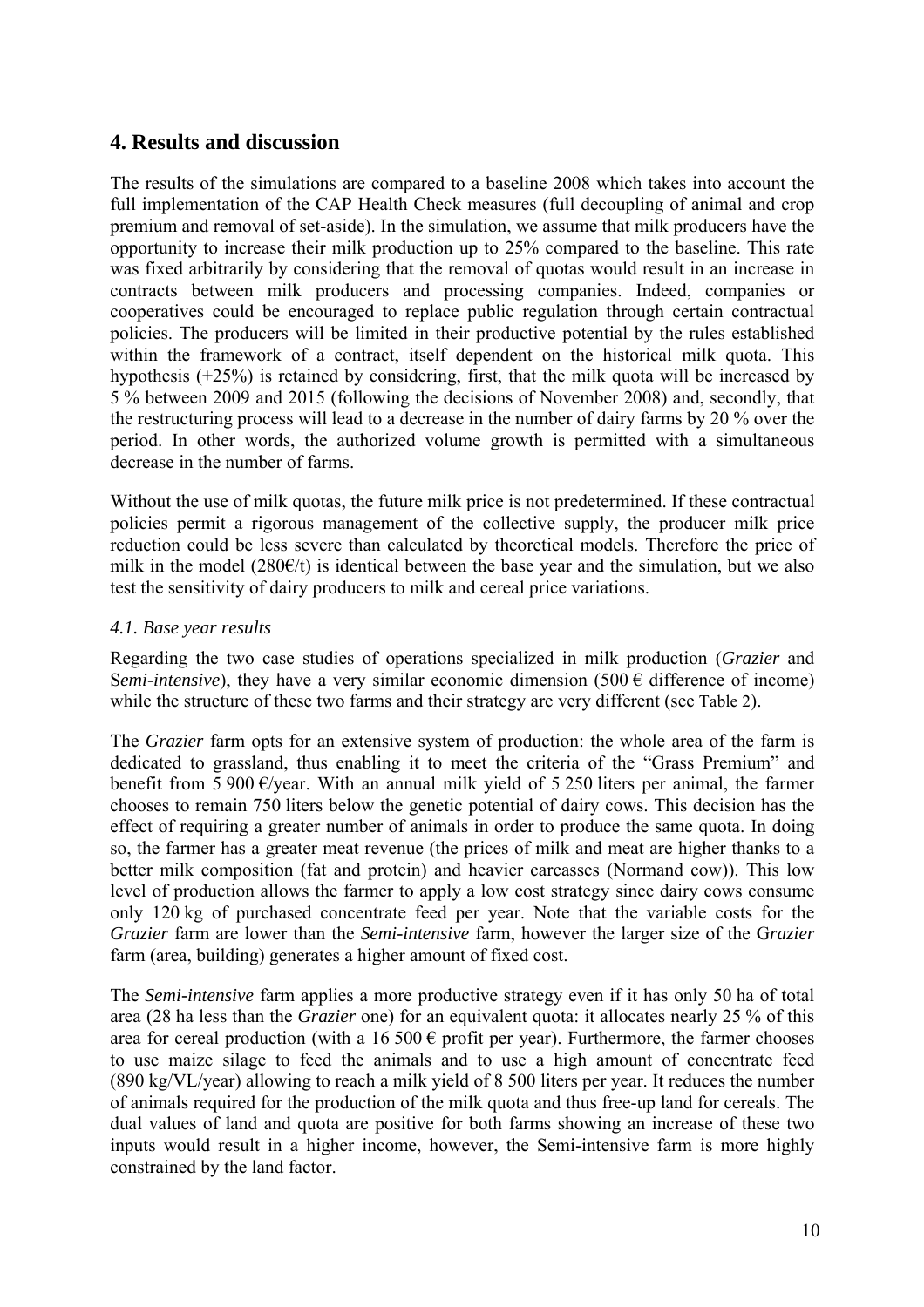## 4. Results and discussion

The results of the simulations are compared to a baseline 2008 which takes into account the full implementation of the CAP Health Check measures (full decoupling of animal and crop premium and removal of set-aside). In the simulation, we assume that milk producers have the opportunity to increase their milk production up to 25% compared to the baseline. This rate was fixed arbitrarily by considering that the removal of quotas would result in an increase in contracts between milk producers and processing companies. Indeed, companies or cooperatives could be encouraged to replace public regulation through certain contractual policies. The producers will be limited in their productive potential by the rules established within the framework of a contract, itself dependent on the historical milk quota. This hypothesis (+25%) is retained by considering, first, that the milk quota will be increased by 5 % between 2009 and 2015 (following the decisions of November 2008) and, secondly, that the restructuring process will lead to a decrease in the number of dairy farms by 20 % over the period. In other words, the authorized volume growth is permitted with a simultaneous decrease in the number of farms.

Without the use of milk quotas, the future milk price is not predetermined. If these contractual policies permit a rigorous management of the collective supply, the producer milk price reduction could be less severe than calculated by theoretical models. Therefore the price of milk in the model (280€/t) is identical between the base year and the simulation, but we also test the sensitivity of dairy producers to milk and cereal price variations.

### *4.1. Base year results*

Regarding the two case studies of operations specialized in milk production (*Grazier* and S*emi-intensive*), they have a very similar economic dimension (500 € difference of income) while the structure of these two farms and their strategy are very different (see Table 2).

The *Grazier* farm opts for an extensive system of production: the whole area of the farm is dedicated to grassland, thus enabling it to meet the criteria of the "Grass Premium" and benefit from 5 900 €/year. With an annual milk yield of 5 250 liters per animal, the farmer chooses to remain 750 liters below the genetic potential of dairy cows. This decision has the effect of requiring a greater number of animals in order to produce the same quota. In doing so, the farmer has a greater meat revenue (the prices of milk and meat are higher thanks to a better milk composition (fat and protein) and heavier carcasses (Normand cow)). This low level of production allows the farmer to apply a low cost strategy since dairy cows consume only 120 kg of purchased concentrate feed per year. Note that the variable costs for the *Grazier* farm are lower than the *Semi-intensive* farm, however the larger size of the G*razier* farm (area, building) generates a higher amount of fixed cost.

The *Semi-intensive* farm applies a more productive strategy even if it has only 50 ha of total area (28 ha less than the *Grazier* one) for an equivalent quota: it allocates nearly 25 % of this area for cereal production (with a 16 500 € profit per year). Furthermore, the farmer chooses to use maize silage to feed the animals and to use a high amount of concentrate feed (890 kg/VL/year) allowing to reach a milk yield of 8 500 liters per year. It reduces the number of animals required for the production of the milk quota and thus free-up land for cereals. The dual values of land and quota are positive for both farms showing an increase of these two inputs would result in a higher income, however, the Semi-intensive farm is more highly constrained by the land factor.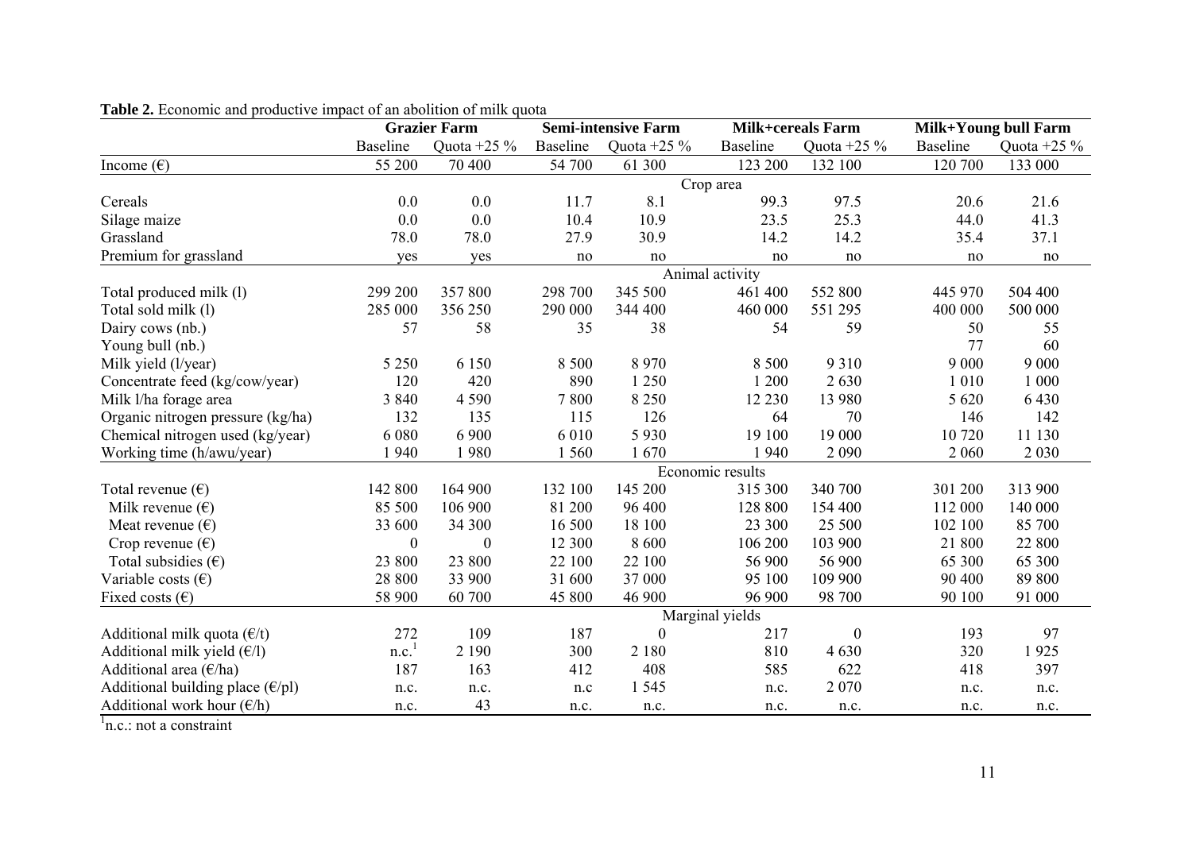**Table 2.** Economic and productive impact of an abolition of milk quota

| | Grazier Farm | | Semi-intensive Farm | | Milk+cereals Farm | | Milk+Young bull Farm | |
|---|---|---|---|---|---|---|---|---|
| | Baseline | Quota +25 % | Baseline | Quota +25 % | Baseline | Quota +25 % | Baseline | Quota +25 % |
| Income (€) | 55 200 | 70 400 | 54 700 | 61 300 | 123 200 | 132 100 | 120 700 | 133 000 |
| **Crop area** | | | | | | | | |
| Cereals | 0.0 | 0.0 | 11.7 | 8.1 | 99.3 | 97.5 | 20.6 | 21.6 |
| Silage maize | 0.0 | 0.0 | 10.4 | 10.9 | 23.5 | 25.3 | 44.0 | 41.3 |
| Grassland | 78.0 | 78.0 | 27.9 | 30.9 | 14.2 | 14.2 | 35.4 | 37.1 |
| Premium for grassland | yes | yes | no | no | no | no | no | no |
| **Animal activity** | | | | | | | | |
| Total produced milk (l) | 299 200 | 357 800 | 298 700 | 345 500 | 461 400 | 552 800 | 445 970 | 504 400 |
| Total sold milk (l) | 285 000 | 356 250 | 290 000 | 344 400 | 460 000 | 551 295 | 400 000 | 500 000 |
| Dairy cows (nb.) | 57 | 58 | 35 | 38 | 54 | 59 | 50 | 55 |
| Young bull (nb.) | | | | | | | 77 | 60 |
| Milk yield (l/year) | 5 250 | 6 150 | 8 500 | 8 970 | 8 500 | 9 310 | 9 000 | 9 000 |
| Concentrate feed (kg/cow/year) | 120 | 420 | 890 | 1 250 | 1 200 | 2 630 | 1 010 | 1 000 |
| Milk l/ha forage area | 3 840 | 4 590 | 7 800 | 8 250 | 12 230 | 13 980 | 5 620 | 6 430 |
| Organic nitrogen pressure (kg/ha) | 132 | 135 | 115 | 126 | 64 | 70 | 146 | 142 |
| Chemical nitrogen used (kg/year) | 6 080 | 6 900 | 6 010 | 5 930 | 19 100 | 19 000 | 10 720 | 11 130 |
| Working time (h/awu/year) | 1 940 | 1 980 | 1 560 | 1 670 | 1 940 | 2 090 | 2 060 | 2 030 |
| **Economic results** | | | | | | | | |
| Total revenue (€) | 142 800 | 164 900 | 132 100 | 145 200 | 315 300 | 340 700 | 301 200 | 313 900 |
| Milk revenue (€) | 85 500 | 106 900 | 81 200 | 96 400 | 128 800 | 154 400 | 112 000 | 140 000 |
| Meat revenue (€) | 33 600 | 34 300 | 16 500 | 18 100 | 23 300 | 25 500 | 102 100 | 85 700 |
| Crop revenue (€) | 0 | 0 | 12 300 | 8 600 | 106 200 | 103 900 | 21 800 | 22 800 |
| Total subsidies (€) | 23 800 | 23 800 | 22 100 | 22 100 | 56 900 | 56 900 | 65 300 | 65 300 |
| Variable costs (€) | 28 800 | 33 900 | 31 600 | 37 000 | 95 100 | 109 900 | 90 400 | 89 800 |
| Fixed costs (€) | 58 900 | 60 700 | 45 800 | 46 900 | 96 900 | 98 700 | 90 100 | 91 000 |
| **Marginal yields** | | | | | | | | |
| Additional milk quota (€/t) | 272 | 109 | 187 | 0 | 217 | 0 | 193 | 97 |
| Additional milk yield (€/l) | n.c.[1] | 2 190 | 300 | 2 180 | 810 | 4 630 | 320 | 1 925 |
| Additional area (€/ha) | 187 | 163 | 412 | 408 | 585 | 622 | 418 | 397 |
| Additional building place (€/pl) | n.c. | n.c. | n.c | 1 545 | n.c. | 2 070 | n.c. | n.c. |
| Additional work hour (€/h) | n.c. | 43 | n.c. | n.c. | n.c. | n.c. | n.c. | n.c. |

[1]n.c.: not a constraint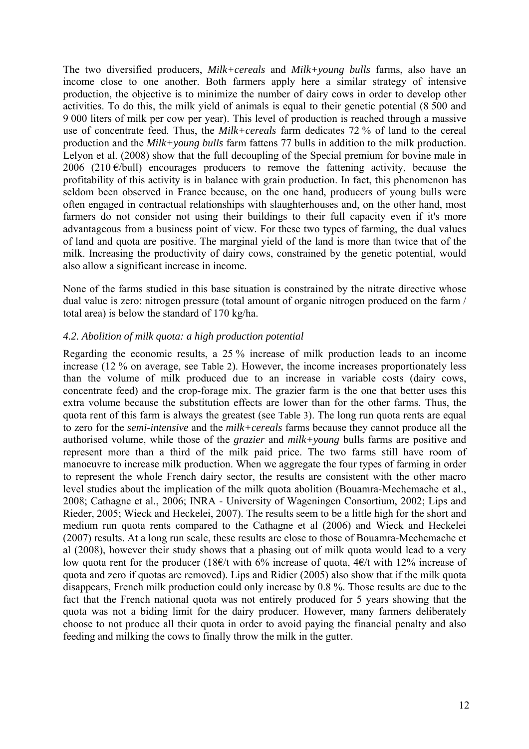The two diversified producers, *Milk+cereals* and *Milk+young bulls* farms, also have an income close to one another. Both farmers apply here a similar strategy of intensive production, the objective is to minimize the number of dairy cows in order to develop other activities. To do this, the milk yield of animals is equal to their genetic potential (8 500 and 9 000 liters of milk per cow per year). This level of production is reached through a massive use of concentrate feed. Thus, the *Milk+cereals* farm dedicates 72 % of land to the cereal production and the *Milk+young bulls* farm fattens 77 bulls in addition to the milk production. Lelyon et al. (2008) show that the full decoupling of the Special premium for bovine male in 2006 (210 €/bull) encourages producers to remove the fattening activity, because the profitability of this activity is in balance with grain production. In fact, this phenomenon has seldom been observed in France because, on the one hand, producers of young bulls were often engaged in contractual relationships with slaughterhouses and, on the other hand, most farmers do not consider not using their buildings to their full capacity even if it's more advantageous from a business point of view. For these two types of farming, the dual values of land and quota are positive. The marginal yield of the land is more than twice that of the milk. Increasing the productivity of dairy cows, constrained by the genetic potential, would also allow a significant increase in income.

None of the farms studied in this base situation is constrained by the nitrate directive whose dual value is zero: nitrogen pressure (total amount of organic nitrogen produced on the farm / total area) is below the standard of 170 kg/ha.

### *4.2. Abolition of milk quota: a high production potential*

Regarding the economic results, a 25 % increase of milk production leads to an income increase (12 % on average, see Table 2). However, the income increases proportionately less than the volume of milk produced due to an increase in variable costs (dairy cows, concentrate feed) and the crop-forage mix. The grazier farm is the one that better uses this extra volume because the substitution effects are lower than for the other farms. Thus, the quota rent of this farm is always the greatest (see Table 3). The long run quota rents are equal to zero for the *semi-intensive* and the *milk+cereals* farms because they cannot produce all the authorised volume, while those of the *grazier* and *milk+young* bulls farms are positive and represent more than a third of the milk paid price. The two farms still have room of manoeuvre to increase milk production. When we aggregate the four types of farming in order to represent the whole French dairy sector, the results are consistent with the other macro level studies about the implication of the milk quota abolition (Bouamra-Mechemache et al., 2008; Cathagne et al., 2006; INRA - University of Wageningen Consortium, 2002; Lips and Rieder, 2005; Wieck and Heckelei, 2007). The results seem to be a little high for the short and medium run quota rents compared to the Cathagne et al (2006) and Wieck and Heckelei (2007) results. At a long run scale, these results are close to those of Bouamra-Mechemache et al (2008), however their study shows that a phasing out of milk quota would lead to a very low quota rent for the producer (18€/t with 6% increase of quota, 4€/t with 12% increase of quota and zero if quotas are removed). Lips and Ridier (2005) also show that if the milk quota disappears, French milk production could only increase by 0.8 %. Those results are due to the fact that the French national quota was not entirely produced for 5 years showing that the quota was not a biding limit for the dairy producer. However, many farmers deliberately choose to not produce all their quota in order to avoid paying the financial penalty and also feeding and milking the cows to finally throw the milk in the gutter.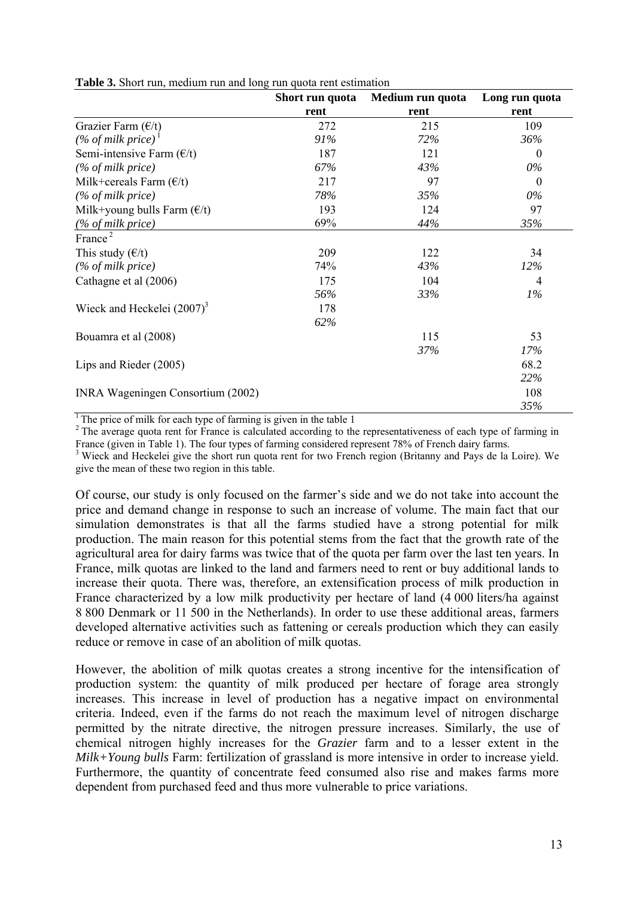**Table 3.** Short run, medium run and long run quota rent estimation

| | Short run quota rent | Medium run quota rent | Long run quota rent |
|---|---|---|---|
| Grazier Farm (€/t) | 272 | 215 | 109 |
| *(% of milk price)* [1] | *91%* | *72%* | *36%* |
| Semi-intensive Farm (€/t) | 187 | 121 | 0 |
| *(% of milk price)* | *67%* | *43%* | *0%* |
| Milk+cereals Farm (€/t) | 217 | 97 | 0 |
| *(% of milk price)* | *78%* | *35%* | *0%* |
| Milk+young bulls Farm (€/t) | 193 | 124 | 97 |
| *(% of milk price)* | 69% | *44%* | *35%* |
| France [2] | | | |
| This study (€/t) | 209 | 122 | 34 |
| *(% of milk price)* | 74% | *43%* | *12%* |
| Cathagne et al (2006) | 175 | 104 | 4 |
| | *56%* | *33%* | *1%* |
| Wieck and Heckelei (2007) [3] | 178 | | |
| | *62%* | | |
| Bouamra et al (2008) | | 115 | 53 |
| | | *37%* | *17%* |
| Lips and Rieder (2005) | | | 68.2 |
| | | | *22%* |
| INRA Wageningen Consortium (2002) | | | 108 |
| | | | *35%* |

[1] The price of milk for each type of farming is given in the table 1

[2] The average quota rent for France is calculated according to the representativeness of each type of farming in France (given in Table 1). The four types of farming considered represent 78% of French dairy farms.

[3] Wieck and Heckelei give the short run quota rent for two French region (Britanny and Pays de la Loire). We give the mean of these two region in this table.

Of course, our study is only focused on the farmer's side and we do not take into account the price and demand change in response to such an increase of volume. The main fact that our simulation demonstrates is that all the farms studied have a strong potential for milk production. The main reason for this potential stems from the fact that the growth rate of the agricultural area for dairy farms was twice that of the quota per farm over the last ten years. In France, milk quotas are linked to the land and farmers need to rent or buy additional lands to increase their quota. There was, therefore, an extensification process of milk production in France characterized by a low milk productivity per hectare of land (4 000 liters/ha against 8 800 Denmark or 11 500 in the Netherlands). In order to use these additional areas, farmers developed alternative activities such as fattening or cereals production which they can easily reduce or remove in case of an abolition of milk quotas.

However, the abolition of milk quotas creates a strong incentive for the intensification of production system: the quantity of milk produced per hectare of forage area strongly increases. This increase in level of production has a negative impact on environmental criteria. Indeed, even if the farms do not reach the maximum level of nitrogen discharge permitted by the nitrate directive, the nitrogen pressure increases. Similarly, the use of chemical nitrogen highly increases for the *Grazier* farm and to a lesser extent in the *Milk+Young bulls* Farm: fertilization of grassland is more intensive in order to increase yield. Furthermore, the quantity of concentrate feed consumed also rise and makes farms more dependent from purchased feed and thus more vulnerable to price variations.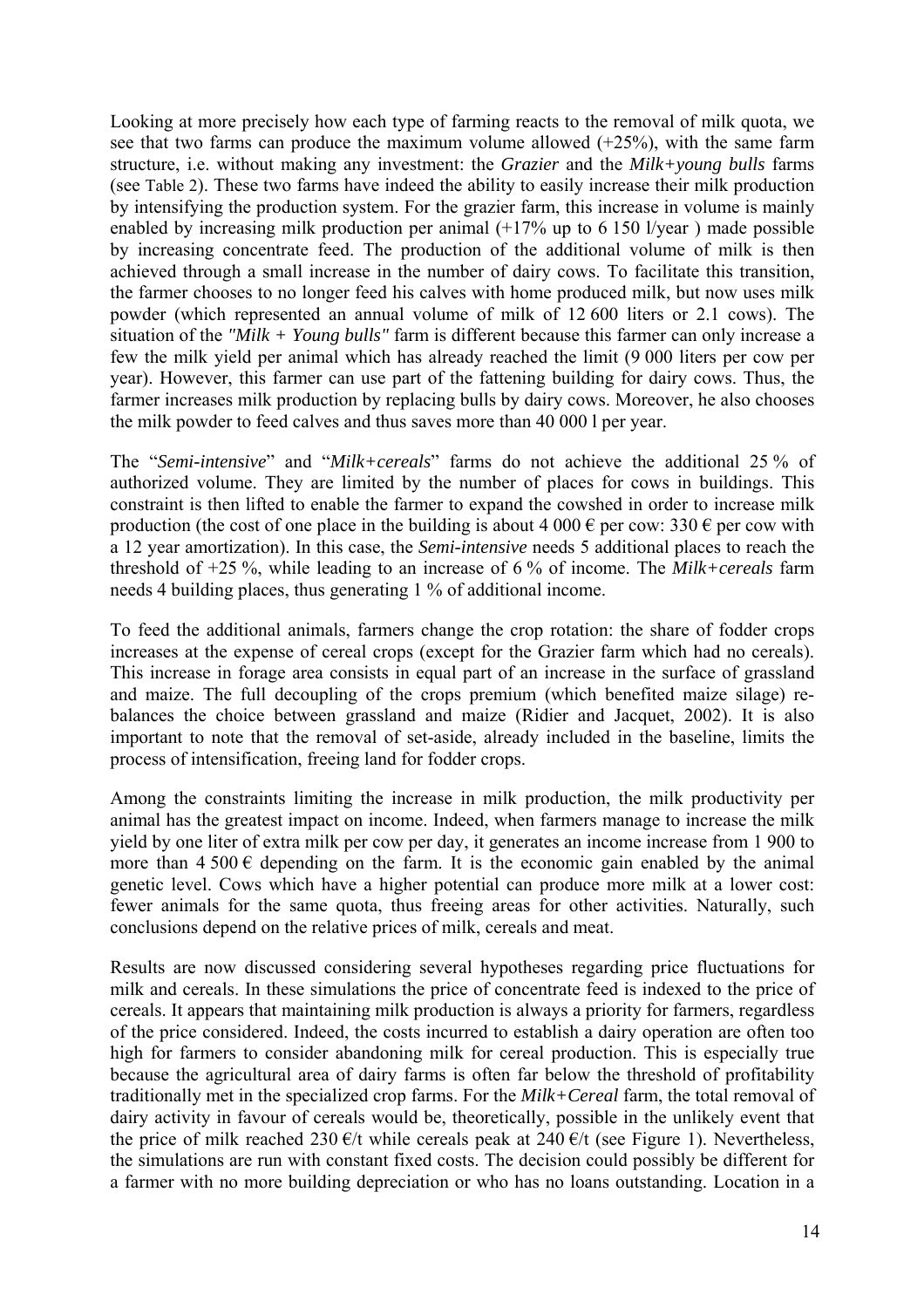Looking at more precisely how each type of farming reacts to the removal of milk quota, we see that two farms can produce the maximum volume allowed (+25%), with the same farm structure, i.e. without making any investment: the *Grazier* and the *Milk+young bulls* farms (see Table 2). These two farms have indeed the ability to easily increase their milk production by intensifying the production system. For the grazier farm, this increase in volume is mainly enabled by increasing milk production per animal (+17% up to 6 150 l/year ) made possible by increasing concentrate feed. The production of the additional volume of milk is then achieved through a small increase in the number of dairy cows. To facilitate this transition, the farmer chooses to no longer feed his calves with home produced milk, but now uses milk powder (which represented an annual volume of milk of 12 600 liters or 2.1 cows). The situation of the *"Milk + Young bulls"* farm is different because this farmer can only increase a few the milk yield per animal which has already reached the limit (9 000 liters per cow per year). However, this farmer can use part of the fattening building for dairy cows. Thus, the farmer increases milk production by replacing bulls by dairy cows. Moreover, he also chooses the milk powder to feed calves and thus saves more than 40 000 l per year.

The "*Semi-intensive*" and "*Milk+cereals*" farms do not achieve the additional 25 % of authorized volume. They are limited by the number of places for cows in buildings. This constraint is then lifted to enable the farmer to expand the cowshed in order to increase milk production (the cost of one place in the building is about 4 000 € per cow: 330 € per cow with a 12 year amortization). In this case, the *Semi-intensive* needs 5 additional places to reach the threshold of +25 %, while leading to an increase of 6 % of income. The *Milk+cereals* farm needs 4 building places, thus generating 1 % of additional income.

To feed the additional animals, farmers change the crop rotation: the share of fodder crops increases at the expense of cereal crops (except for the Grazier farm which had no cereals). This increase in forage area consists in equal part of an increase in the surface of grassland and maize. The full decoupling of the crops premium (which benefited maize silage) re-balances the choice between grassland and maize (Ridier and Jacquet, 2002). It is also important to note that the removal of set-aside, already included in the baseline, limits the process of intensification, freeing land for fodder crops.

Among the constraints limiting the increase in milk production, the milk productivity per animal has the greatest impact on income. Indeed, when farmers manage to increase the milk yield by one liter of extra milk per cow per day, it generates an income increase from 1 900 to more than 4 500 € depending on the farm. It is the economic gain enabled by the animal genetic level. Cows which have a higher potential can produce more milk at a lower cost: fewer animals for the same quota, thus freeing areas for other activities. Naturally, such conclusions depend on the relative prices of milk, cereals and meat.

Results are now discussed considering several hypotheses regarding price fluctuations for milk and cereals. In these simulations the price of concentrate feed is indexed to the price of cereals. It appears that maintaining milk production is always a priority for farmers, regardless of the price considered. Indeed, the costs incurred to establish a dairy operation are often too high for farmers to consider abandoning milk for cereal production. This is especially true because the agricultural area of dairy farms is often far below the threshold of profitability traditionally met in the specialized crop farms. For the *Milk+Cereal* farm, the total removal of dairy activity in favour of cereals would be, theoretically, possible in the unlikely event that the price of milk reached 230 €/t while cereals peak at 240 €/t (see Figure 1). Nevertheless, the simulations are run with constant fixed costs. The decision could possibly be different for a farmer with no more building depreciation or who has no loans outstanding. Location in a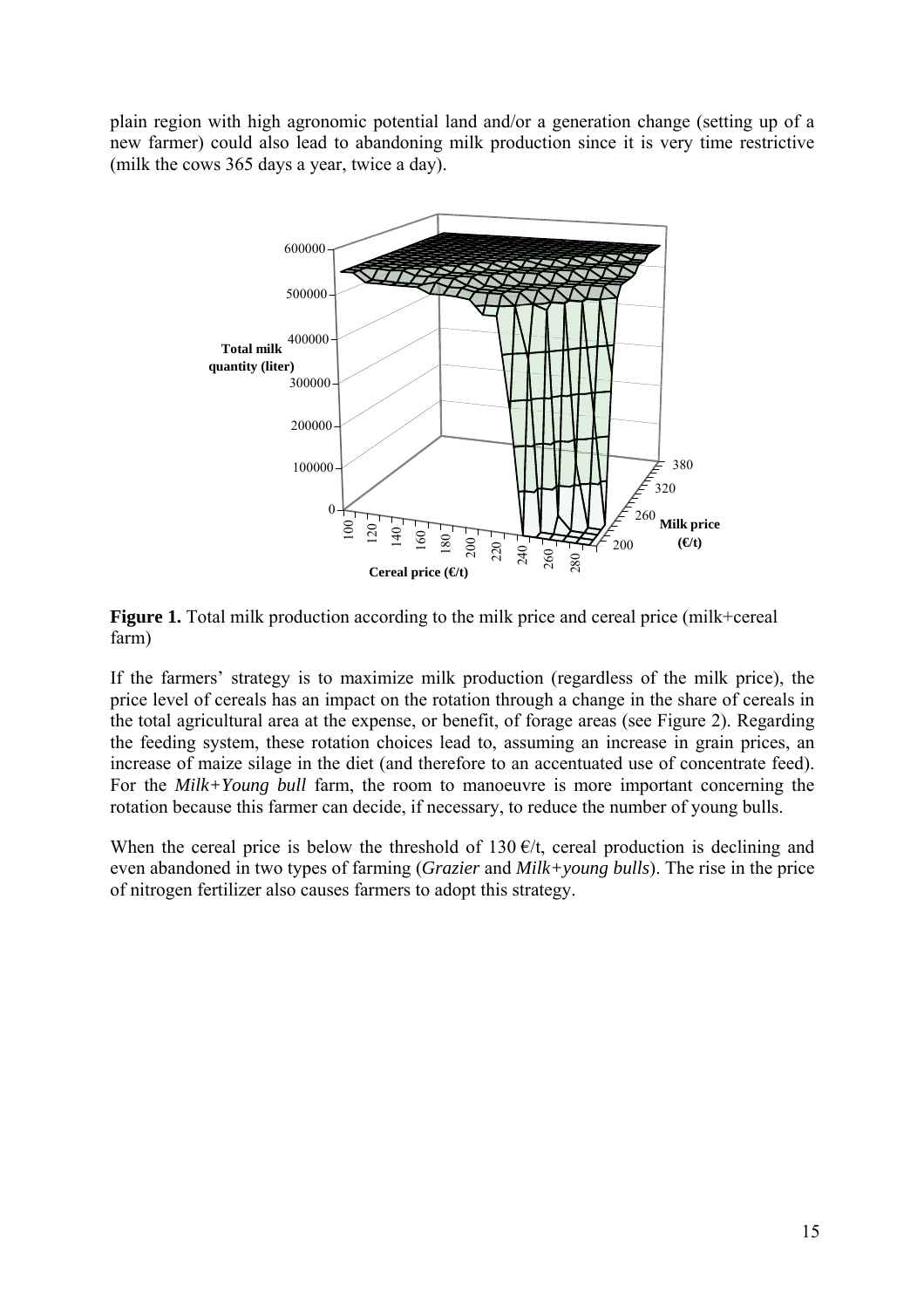plain region with high agronomic potential land and/or a generation change (setting up of a new farmer) could also lead to abandoning milk production since it is very time restrictive (milk the cows 365 days a year, twice a day).

**Figure 1.** Total milk production according to the milk price and cereal price (milk+cereal farm)

If the farmers' strategy is to maximize milk production (regardless of the milk price), the price level of cereals has an impact on the rotation through a change in the share of cereals in the total agricultural area at the expense, or benefit, of forage areas (see Figure 2). Regarding the feeding system, these rotation choices lead to, assuming an increase in grain prices, an increase of maize silage in the diet (and therefore to an accentuated use of concentrate feed). For the *Milk+Young bull* farm, the room to manoeuvre is more important concerning the rotation because this farmer can decide, if necessary, to reduce the number of young bulls.

When the cereal price is below the threshold of 130 €/t, cereal production is declining and even abandoned in two types of farming (*Grazier* and *Milk+young bulls*). The rise in the price of nitrogen fertilizer also causes farmers to adopt this strategy.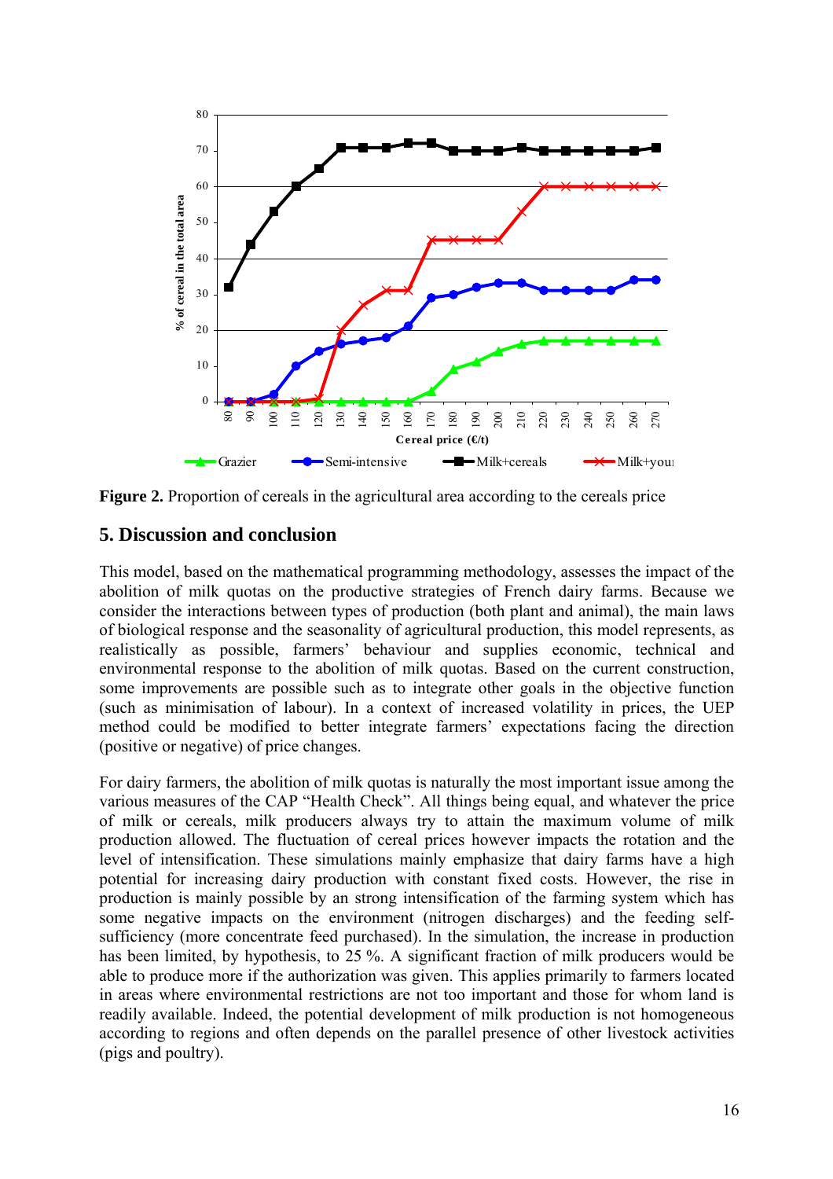**Figure 2.** Proportion of cereals in the agricultural area according to the cereals price

## 5. Discussion and conclusion

This model, based on the mathematical programming methodology, assesses the impact of the abolition of milk quotas on the productive strategies of French dairy farms. Because we consider the interactions between types of production (both plant and animal), the main laws of biological response and the seasonality of agricultural production, this model represents, as realistically as possible, farmers' behaviour and supplies economic, technical and environmental response to the abolition of milk quotas. Based on the current construction, some improvements are possible such as to integrate other goals in the objective function (such as minimisation of labour). In a context of increased volatility in prices, the UEP method could be modified to better integrate farmers' expectations facing the direction (positive or negative) of price changes.

For dairy farmers, the abolition of milk quotas is naturally the most important issue among the various measures of the CAP "Health Check". All things being equal, and whatever the price of milk or cereals, milk producers always try to attain the maximum volume of milk production allowed. The fluctuation of cereal prices however impacts the rotation and the level of intensification. These simulations mainly emphasize that dairy farms have a high potential for increasing dairy production with constant fixed costs. However, the rise in production is mainly possible by an strong intensification of the farming system which has some negative impacts on the environment (nitrogen discharges) and the feeding self-sufficiency (more concentrate feed purchased). In the simulation, the increase in production has been limited, by hypothesis, to 25 %. A significant fraction of milk producers would be able to produce more if the authorization was given. This applies primarily to farmers located in areas where environmental restrictions are not too important and those for whom land is readily available. Indeed, the potential development of milk production is not homogeneous according to regions and often depends on the parallel presence of other livestock activities (pigs and poultry).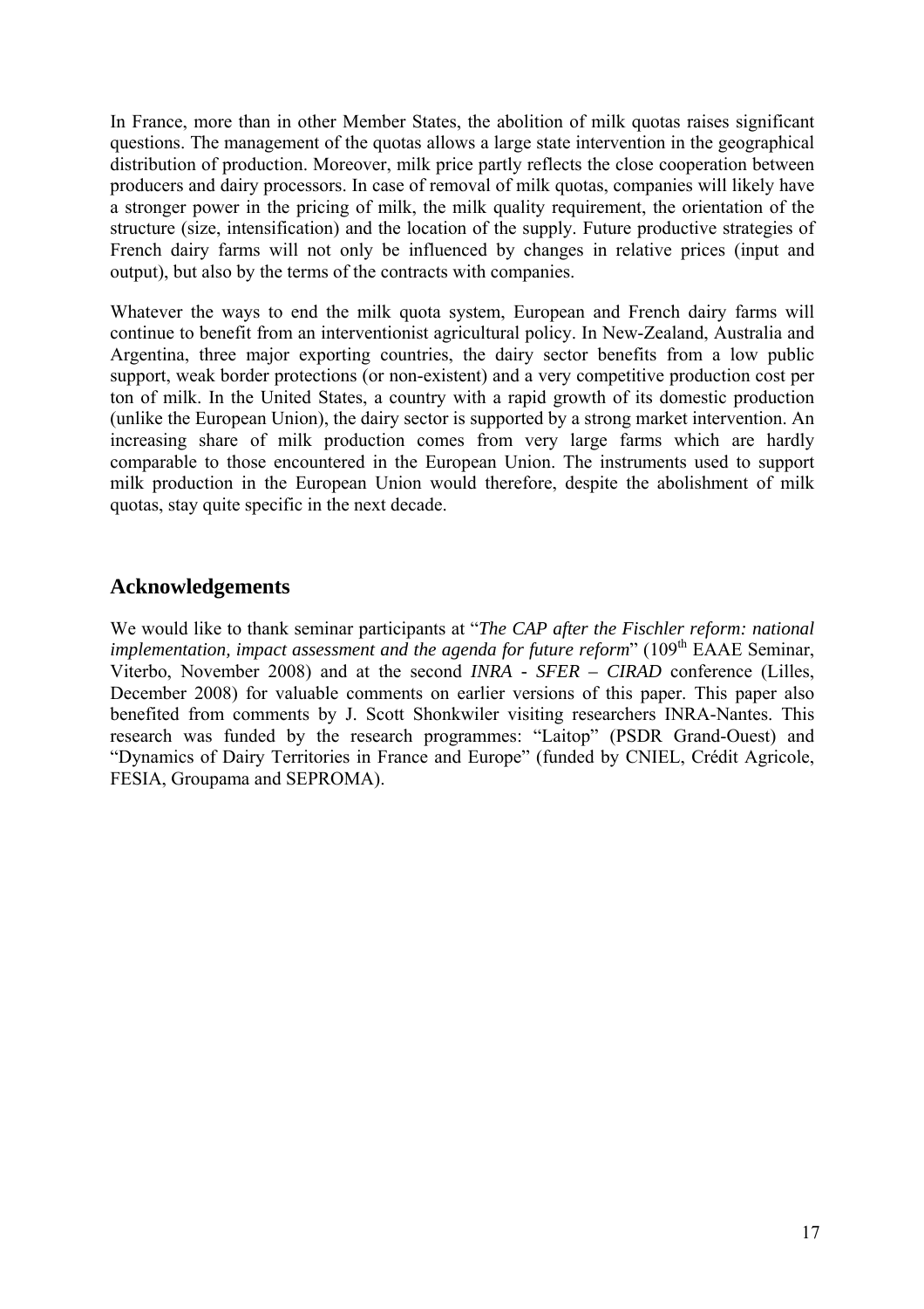In France, more than in other Member States, the abolition of milk quotas raises significant questions. The management of the quotas allows a large state intervention in the geographical distribution of production. Moreover, milk price partly reflects the close cooperation between producers and dairy processors. In case of removal of milk quotas, companies will likely have a stronger power in the pricing of milk, the milk quality requirement, the orientation of the structure (size, intensification) and the location of the supply. Future productive strategies of French dairy farms will not only be influenced by changes in relative prices (input and output), but also by the terms of the contracts with companies.

Whatever the ways to end the milk quota system, European and French dairy farms will continue to benefit from an interventionist agricultural policy. In New-Zealand, Australia and Argentina, three major exporting countries, the dairy sector benefits from a low public support, weak border protections (or non-existent) and a very competitive production cost per ton of milk. In the United States, a country with a rapid growth of its domestic production (unlike the European Union), the dairy sector is supported by a strong market intervention. An increasing share of milk production comes from very large farms which are hardly comparable to those encountered in the European Union. The instruments used to support milk production in the European Union would therefore, despite the abolishment of milk quotas, stay quite specific in the next decade.

## Acknowledgements

We would like to thank seminar participants at "*The CAP after the Fischler reform: national implementation, impact assessment and the agenda for future reform*" (109th EAAE Seminar, Viterbo, November 2008) and at the second *INRA - SFER – CIRAD* conference (Lilles, December 2008) for valuable comments on earlier versions of this paper. This paper also benefited from comments by J. Scott Shonkwiler visiting researchers INRA-Nantes. This research was funded by the research programmes: "Laitop" (PSDR Grand-Ouest) and "Dynamics of Dairy Territories in France and Europe" (funded by CNIEL, Crédit Agricole, FESIA, Groupama and SEPROMA).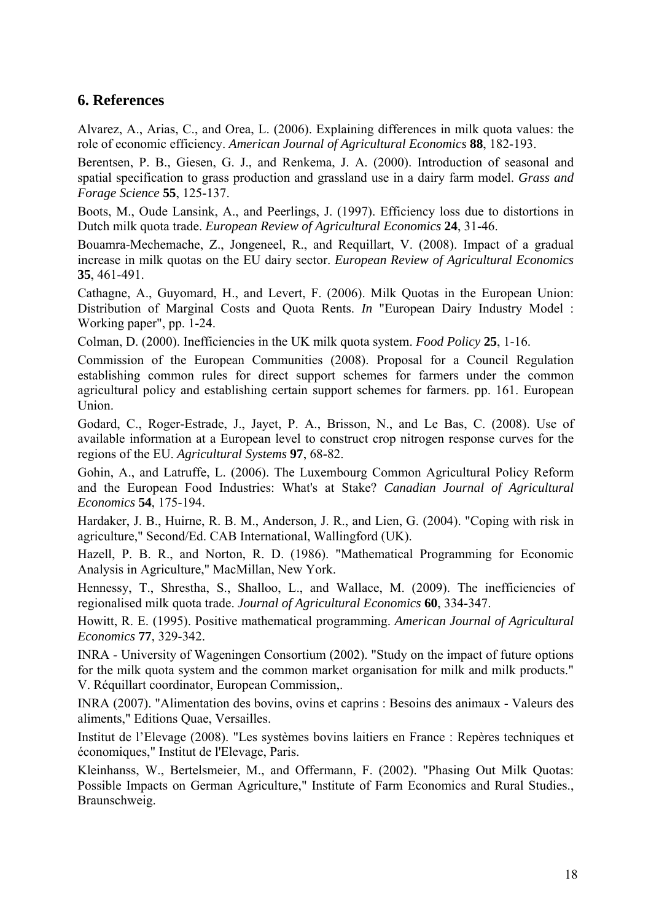## 6. References

Alvarez, A., Arias, C., and Orea, L. (2006). Explaining differences in milk quota values: the role of economic efficiency. *American Journal of Agricultural Economics* **88**, 182-193.

Berentsen, P. B., Giesen, G. J., and Renkema, J. A. (2000). Introduction of seasonal and spatial specification to grass production and grassland use in a dairy farm model. *Grass and Forage Science* **55**, 125-137.

Boots, M., Oude Lansink, A., and Peerlings, J. (1997). Efficiency loss due to distortions in Dutch milk quota trade. *European Review of Agricultural Economics* **24**, 31-46.

Bouamra-Mechemache, Z., Jongeneel, R., and Requillart, V. (2008). Impact of a gradual increase in milk quotas on the EU dairy sector. *European Review of Agricultural Economics* **35**, 461-491.

Cathagne, A., Guyomard, H., and Levert, F. (2006). Milk Quotas in the European Union: Distribution of Marginal Costs and Quota Rents. *In* "European Dairy Industry Model : Working paper", pp. 1-24.

Colman, D. (2000). Inefficiencies in the UK milk quota system. *Food Policy* **25**, 1-16.

Commission of the European Communities (2008). Proposal for a Council Regulation establishing common rules for direct support schemes for farmers under the common agricultural policy and establishing certain support schemes for farmers. pp. 161. European Union.

Godard, C., Roger-Estrade, J., Jayet, P. A., Brisson, N., and Le Bas, C. (2008). Use of available information at a European level to construct crop nitrogen response curves for the regions of the EU. *Agricultural Systems* **97**, 68-82.

Gohin, A., and Latruffe, L. (2006). The Luxembourg Common Agricultural Policy Reform and the European Food Industries: What's at Stake? *Canadian Journal of Agricultural Economics* **54**, 175-194.

Hardaker, J. B., Huirne, R. B. M., Anderson, J. R., and Lien, G. (2004). "Coping with risk in agriculture," Second/Ed. CAB International, Wallingford (UK).

Hazell, P. B. R., and Norton, R. D. (1986). "Mathematical Programming for Economic Analysis in Agriculture," MacMillan, New York.

Hennessy, T., Shrestha, S., Shalloo, L., and Wallace, M. (2009). The inefficiencies of regionalised milk quota trade. *Journal of Agricultural Economics* **60**, 334-347.

Howitt, R. E. (1995). Positive mathematical programming. *American Journal of Agricultural Economics* **77**, 329-342.

INRA - University of Wageningen Consortium (2002). "Study on the impact of future options for the milk quota system and the common market organisation for milk and milk products." V. Réquillart coordinator, European Commission,.

INRA (2007). "Alimentation des bovins, ovins et caprins : Besoins des animaux - Valeurs des aliments," Editions Quae, Versailles.

Institut de l'Elevage (2008). "Les systèmes bovins laitiers en France : Repères techniques et économiques," Institut de l'Elevage, Paris.

Kleinhanss, W., Bertelsmeier, M., and Offermann, F. (2002). "Phasing Out Milk Quotas: Possible Impacts on German Agriculture," Institute of Farm Economics and Rural Studies., Braunschweig.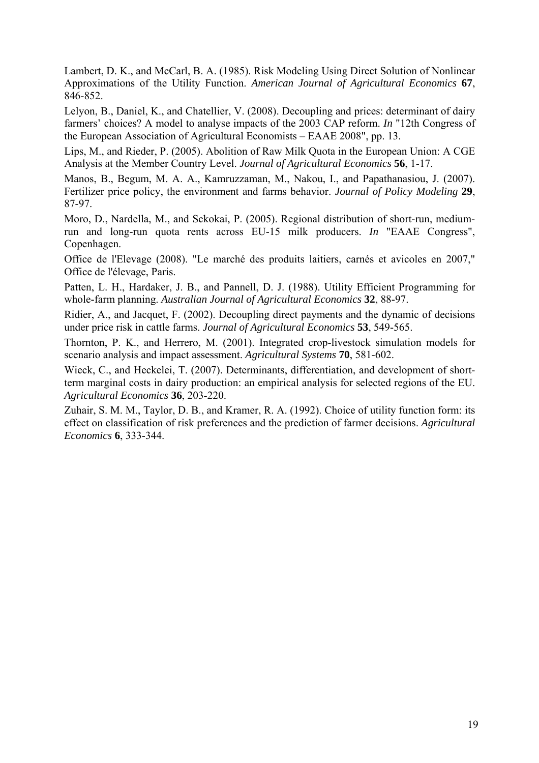Lambert, D. K., and McCarl, B. A. (1985). Risk Modeling Using Direct Solution of Nonlinear Approximations of the Utility Function. *American Journal of Agricultural Economics* **67**, 846-852.

Lelyon, B., Daniel, K., and Chatellier, V. (2008). Decoupling and prices: determinant of dairy farmers' choices? A model to analyse impacts of the 2003 CAP reform. *In* "12th Congress of the European Association of Agricultural Economists – EAAE 2008", pp. 13.

Lips, M., and Rieder, P. (2005). Abolition of Raw Milk Quota in the European Union: A CGE Analysis at the Member Country Level. *Journal of Agricultural Economics* **56**, 1-17.

Manos, B., Begum, M. A. A., Kamruzzaman, M., Nakou, I., and Papathanasiou, J. (2007). Fertilizer price policy, the environment and farms behavior. *Journal of Policy Modeling* **29**, 87-97.

Moro, D., Nardella, M., and Sckokai, P. (2005). Regional distribution of short-run, medium-run and long-run quota rents across EU-15 milk producers. *In* "EAAE Congress", Copenhagen.

Office de l'Elevage (2008). "Le marché des produits laitiers, carnés et avicoles en 2007," Office de l'élevage, Paris.

Patten, L. H., Hardaker, J. B., and Pannell, D. J. (1988). Utility Efficient Programming for whole-farm planning. *Australian Journal of Agricultural Economics* **32**, 88-97.

Ridier, A., and Jacquet, F. (2002). Decoupling direct payments and the dynamic of decisions under price risk in cattle farms. *Journal of Agricultural Economics* **53**, 549-565.

Thornton, P. K., and Herrero, M. (2001). Integrated crop-livestock simulation models for scenario analysis and impact assessment. *Agricultural Systems* **70**, 581-602.

Wieck, C., and Heckelei, T. (2007). Determinants, differentiation, and development of short-term marginal costs in dairy production: an empirical analysis for selected regions of the EU. *Agricultural Economics* **36**, 203-220.

Zuhair, S. M. M., Taylor, D. B., and Kramer, R. A. (1992). Choice of utility function form: its effect on classification of risk preferences and the prediction of farmer decisions. *Agricultural Economics* **6**, 333-344.